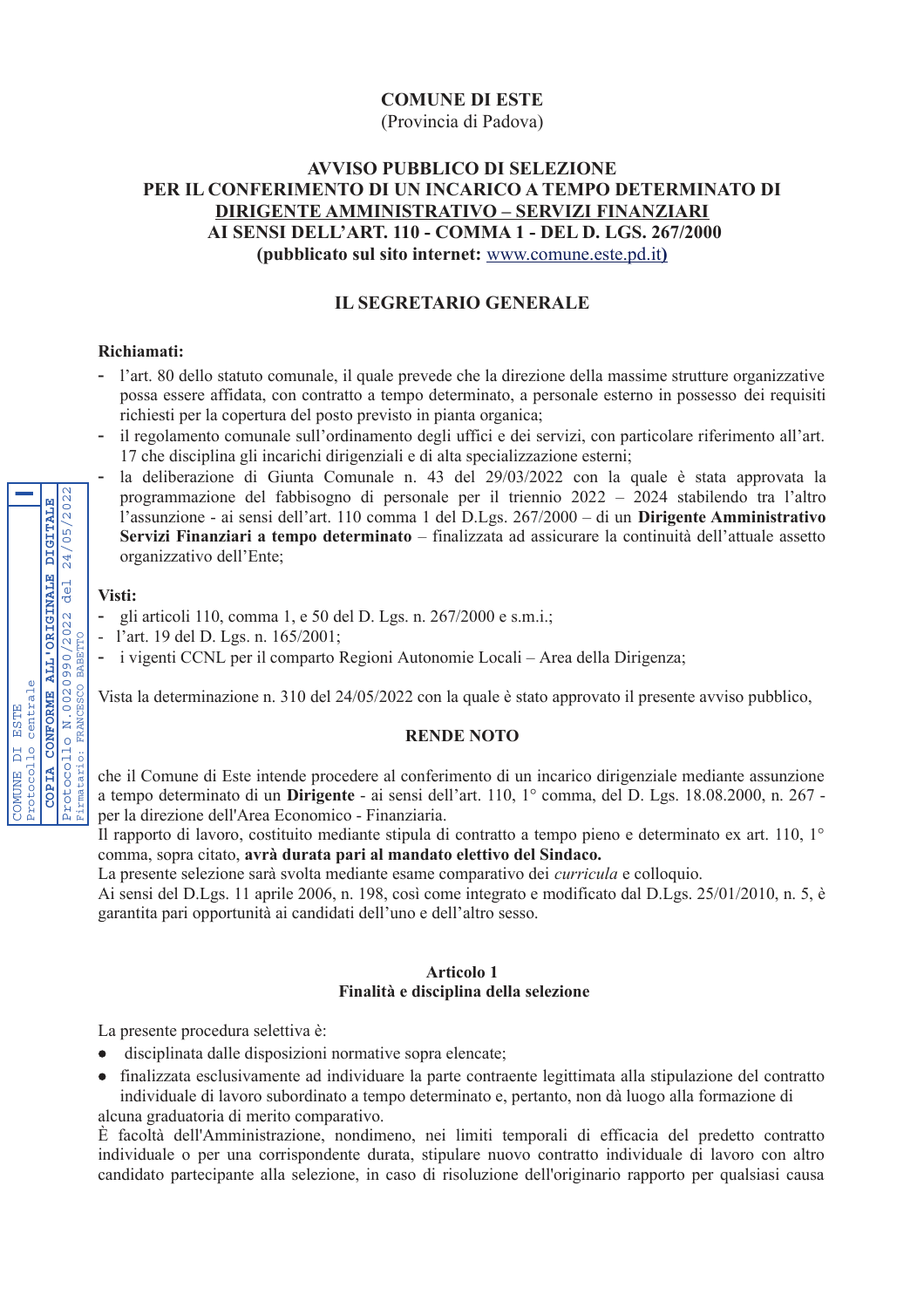**COMUNE DI ESTE**
(Provincia di Padova)

**AVVISO PUBBLICO DI SELEZIONE**
**PER IL CONFERIMENTO DI UN INCARICO A TEMPO DETERMINATO DI**
**DIRIGENTE AMMINISTRATIVO – SERVIZI FINANZIARI**
**AI SENSI DELL'ART. 110 - COMMA 1 - DEL D. LGS. 267/2000**
**(pubblicato sul sito internet:** www.comune.este.pd.it**)**

**IL SEGRETARIO GENERALE**

**Richiamati:**

- l'art. 80 dello statuto comunale, il quale prevede che la direzione della massime strutture organizzative possa essere affidata, con contratto a tempo determinato, a personale esterno in possesso dei requisiti richiesti per la copertura del posto previsto in pianta organica;
- il regolamento comunale sull'ordinamento degli uffici e dei servizi, con particolare riferimento all'art. 17 che disciplina gli incarichi dirigenziali e di alta specializzazione esterni;
- la deliberazione di Giunta Comunale n. 43 del 29/03/2022 con la quale è stata approvata la programmazione del fabbisogno di personale per il triennio 2022 – 2024 stabilendo tra l'altro l'assunzione - ai sensi dell'art. 110 comma 1 del D.Lgs. 267/2000 – di un **Dirigente Amministrativo Servizi Finanziari a tempo determinato** – finalizzata ad assicurare la continuità dell'attuale assetto organizzativo dell'Ente;

**Visti:**

- gli articoli 110, comma 1, e 50 del D. Lgs. n. 267/2000 e s.m.i.;
- l'art. 19 del D. Lgs. n. 165/2001;
- i vigenti CCNL per il comparto Regioni Autonomie Locali – Area della Dirigenza;

Vista la determinazione n. 310 del 24/05/2022 con la quale è stato approvato il presente avviso pubblico,

**RENDE NOTO**

che il Comune di Este intende procedere al conferimento di un incarico dirigenziale mediante assunzione a tempo determinato di un **Dirigente** - ai sensi dell'art. 110, 1° comma, del D. Lgs. 18.08.2000, n. 267 - per la direzione dell'Area Economico - Finanziaria.
Il rapporto di lavoro, costituito mediante stipula di contratto a tempo pieno e determinato ex art. 110, 1° comma, sopra citato, **avrà durata pari al mandato elettivo del Sindaco.**
La presente selezione sarà svolta mediante esame comparativo dei *curricula* e colloquio.
Ai sensi del D.Lgs. 11 aprile 2006, n. 198, così come integrato e modificato dal D.Lgs. 25/01/2010, n. 5, è garantita pari opportunità ai candidati dell'uno e dell'altro sesso.

**Articolo 1**
**Finalità e disciplina della selezione**

La presente procedura selettiva è:

- disciplinata dalle disposizioni normative sopra elencate;
- finalizzata esclusivamente ad individuare la parte contraente legittimata alla stipulazione del contratto individuale di lavoro subordinato a tempo determinato e, pertanto, non dà luogo alla formazione di alcuna graduatoria di merito comparativo.

È facoltà dell'Amministrazione, nondimeno, nei limiti temporali di efficacia del predetto contratto individuale o per una corrispondente durata, stipulare nuovo contratto individuale di lavoro con altro candidato partecipante alla selezione, in caso di risoluzione dell'originario rapporto per qualsiasi causa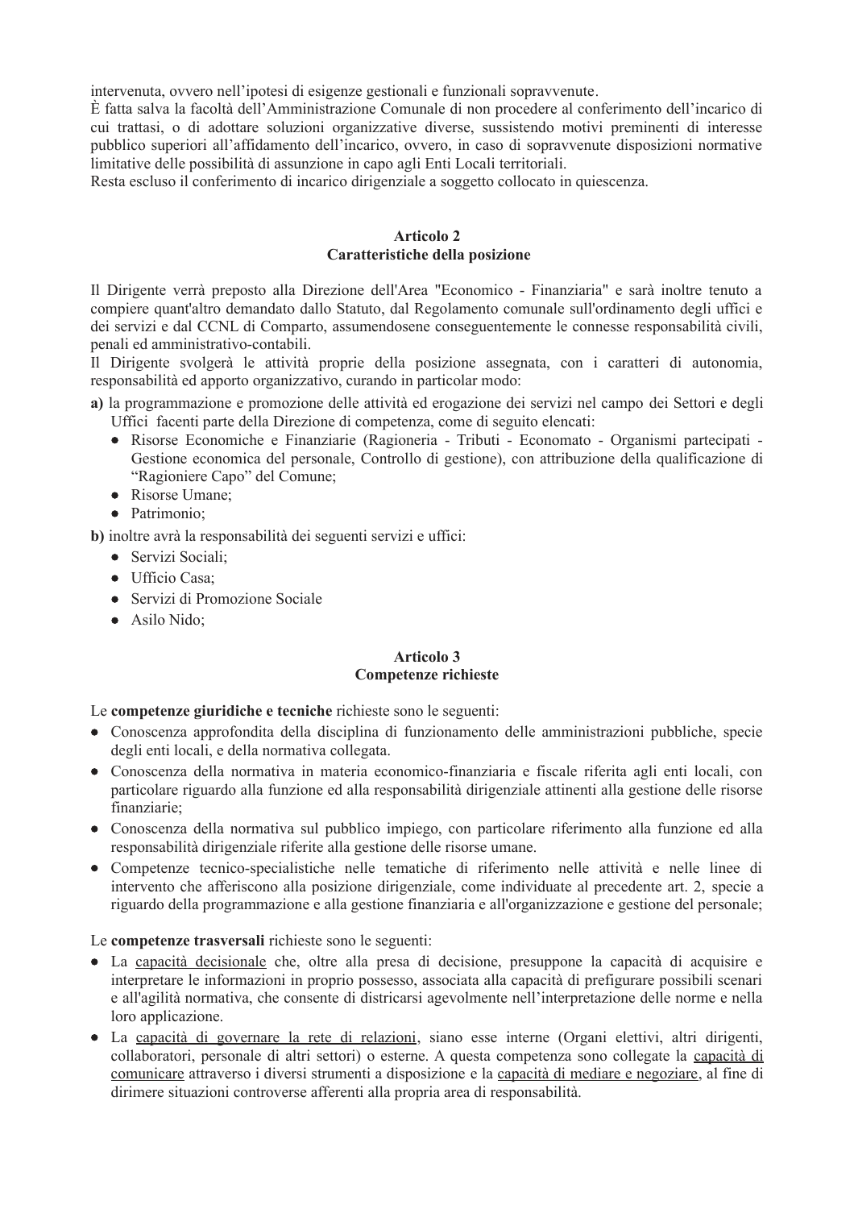intervenuta, ovvero nell'ipotesi di esigenze gestionali e funzionali sopravvenute.

È fatta salva la facoltà dell'Amministrazione Comunale di non procedere al conferimento dell'incarico di cui trattasi, o di adottare soluzioni organizzative diverse, sussistendo motivi preminenti di interesse pubblico superiori all'affidamento dell'incarico, ovvero, in caso di sopravvenute disposizioni normative limitative delle possibilità di assunzione in capo agli Enti Locali territoriali.

Resta escluso il conferimento di incarico dirigenziale a soggetto collocato in quiescenza.

## Articolo 2
## Caratteristiche della posizione

Il Dirigente verrà preposto alla Direzione dell'Area "Economico - Finanziaria" e sarà inoltre tenuto a compiere quant'altro demandato dallo Statuto, dal Regolamento comunale sull'ordinamento degli uffici e dei servizi e dal CCNL di Comparto, assumendosene conseguentemente le connesse responsabilità civili, penali ed amministrativo-contabili.

Il Dirigente svolgerà le attività proprie della posizione assegnata, con i caratteri di autonomia, responsabilità ed apporto organizzativo, curando in particolar modo:

**a)** la programmazione e promozione delle attività ed erogazione dei servizi nel campo dei Settori e degli Uffici facenti parte della Direzione di competenza, come di seguito elencati:
- Risorse Economiche e Finanziarie (Ragioneria - Tributi - Economato - Organismi partecipati - Gestione economica del personale, Controllo di gestione), con attribuzione della qualificazione di "Ragioniere Capo" del Comune;
- Risorse Umane;
- Patrimonio;

**b)** inoltre avrà la responsabilità dei seguenti servizi e uffici:
- Servizi Sociali;
- Ufficio Casa;
- Servizi di Promozione Sociale
- Asilo Nido;

## Articolo 3
## Competenze richieste

Le **competenze giuridiche e tecniche** richieste sono le seguenti:
- Conoscenza approfondita della disciplina di funzionamento delle amministrazioni pubbliche, specie degli enti locali, e della normativa collegata.
- Conoscenza della normativa in materia economico-finanziaria e fiscale riferita agli enti locali, con particolare riguardo alla funzione ed alla responsabilità dirigenziale attinenti alla gestione delle risorse finanziarie;
- Conoscenza della normativa sul pubblico impiego, con particolare riferimento alla funzione ed alla responsabilità dirigenziale riferite alla gestione delle risorse umane.
- Competenze tecnico-specialistiche nelle tematiche di riferimento nelle attività e nelle linee di intervento che afferiscono alla posizione dirigenziale, come individuate al precedente art. 2, specie a riguardo della programmazione e alla gestione finanziaria e all'organizzazione e gestione del personale;

Le **competenze trasversali** richieste sono le seguenti:
- La capacità decisionale che, oltre alla presa di decisione, presuppone la capacità di acquisire e interpretare le informazioni in proprio possesso, associata alla capacità di prefigurare possibili scenari e all'agilità normativa, che consente di districarsi agevolmente nell'interpretazione delle norme e nella loro applicazione.
- La capacità di governare la rete di relazioni, siano esse interne (Organi elettivi, altri dirigenti, collaboratori, personale di altri settori) o esterne. A questa competenza sono collegate la capacità di comunicare attraverso i diversi strumenti a disposizione e la capacità di mediare e negoziare, al fine di dirimere situazioni controverse afferenti alla propria area di responsabilità.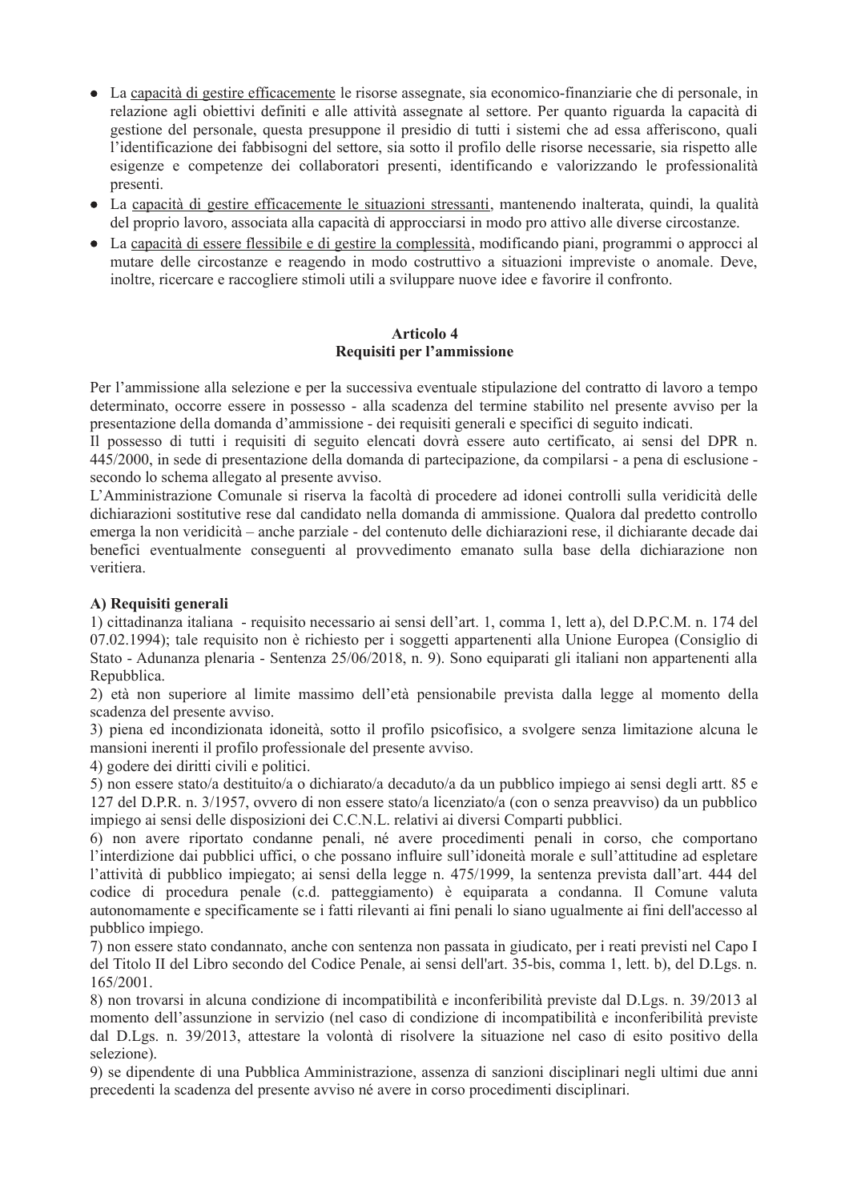- La capacità di gestire efficacemente le risorse assegnate, sia economico-finanziarie che di personale, in relazione agli obiettivi definiti e alle attività assegnate al settore. Per quanto riguarda la capacità di gestione del personale, questa presuppone il presidio di tutti i sistemi che ad essa afferiscono, quali l'identificazione dei fabbisogni del settore, sia sotto il profilo delle risorse necessarie, sia rispetto alle esigenze e competenze dei collaboratori presenti, identificando e valorizzando le professionalità presenti.
- La capacità di gestire efficacemente le situazioni stressanti, mantenendo inalterata, quindi, la qualità del proprio lavoro, associata alla capacità di approcciarsi in modo pro attivo alle diverse circostanze.
- La capacità di essere flessibile e di gestire la complessità, modificando piani, programmi o approcci al mutare delle circostanze e reagendo in modo costruttivo a situazioni impreviste o anomale. Deve, inoltre, ricercare e raccogliere stimoli utili a sviluppare nuove idee e favorire il confronto.

## Articolo 4
## Requisiti per l'ammissione

Per l'ammissione alla selezione e per la successiva eventuale stipulazione del contratto di lavoro a tempo determinato, occorre essere in possesso - alla scadenza del termine stabilito nel presente avviso per la presentazione della domanda d'ammissione - dei requisiti generali e specifici di seguito indicati.
Il possesso di tutti i requisiti di seguito elencati dovrà essere auto certificato, ai sensi del DPR n. 445/2000, in sede di presentazione della domanda di partecipazione, da compilarsi - a pena di esclusione - secondo lo schema allegato al presente avviso.
L'Amministrazione Comunale si riserva la facoltà di procedere ad idonei controlli sulla veridicità delle dichiarazioni sostitutive rese dal candidato nella domanda di ammissione. Qualora dal predetto controllo emerga la non veridicità – anche parziale - del contenuto delle dichiarazioni rese, il dichiarante decade dai benefici eventualmente conseguenti al provvedimento emanato sulla base della dichiarazione non veritiera.

**A) Requisiti generali**

1) cittadinanza italiana - requisito necessario ai sensi dell'art. 1, comma 1, lett a), del D.P.C.M. n. 174 del 07.02.1994); tale requisito non è richiesto per i soggetti appartenenti alla Unione Europea (Consiglio di Stato - Adunanza plenaria - Sentenza 25/06/2018, n. 9). Sono equiparati gli italiani non appartenenti alla Repubblica.
2) età non superiore al limite massimo dell'età pensionabile prevista dalla legge al momento della scadenza del presente avviso.
3) piena ed incondizionata idoneità, sotto il profilo psicofisico, a svolgere senza limitazione alcuna le mansioni inerenti il profilo professionale del presente avviso.
4) godere dei diritti civili e politici.
5) non essere stato/a destituito/a o dichiarato/a decaduto/a da un pubblico impiego ai sensi degli artt. 85 e 127 del D.P.R. n. 3/1957, ovvero di non essere stato/a licenziato/a (con o senza preavviso) da un pubblico impiego ai sensi delle disposizioni dei C.C.N.L. relativi ai diversi Comparti pubblici.
6) non avere riportato condanne penali, né avere procedimenti penali in corso, che comportano l'interdizione dai pubblici uffici, o che possano influire sull'idoneità morale e sull'attitudine ad espletare l'attività di pubblico impiegato; ai sensi della legge n. 475/1999, la sentenza prevista dall'art. 444 del codice di procedura penale (c.d. patteggiamento) è equiparata a condanna. Il Comune valuta autonomamente e specificamente se i fatti rilevanti ai fini penali lo siano ugualmente ai fini dell'accesso al pubblico impiego.
7) non essere stato condannato, anche con sentenza non passata in giudicato, per i reati previsti nel Capo I del Titolo II del Libro secondo del Codice Penale, ai sensi dell'art. 35-bis, comma 1, lett. b), del D.Lgs. n. 165/2001.
8) non trovarsi in alcuna condizione di incompatibilità e inconferibilità previste dal D.Lgs. n. 39/2013 al momento dell'assunzione in servizio (nel caso di condizione di incompatibilità e inconferibilità previste dal D.Lgs. n. 39/2013, attestare la volontà di risolvere la situazione nel caso di esito positivo della selezione).
9) se dipendente di una Pubblica Amministrazione, assenza di sanzioni disciplinari negli ultimi due anni precedenti la scadenza del presente avviso né avere in corso procedimenti disciplinari.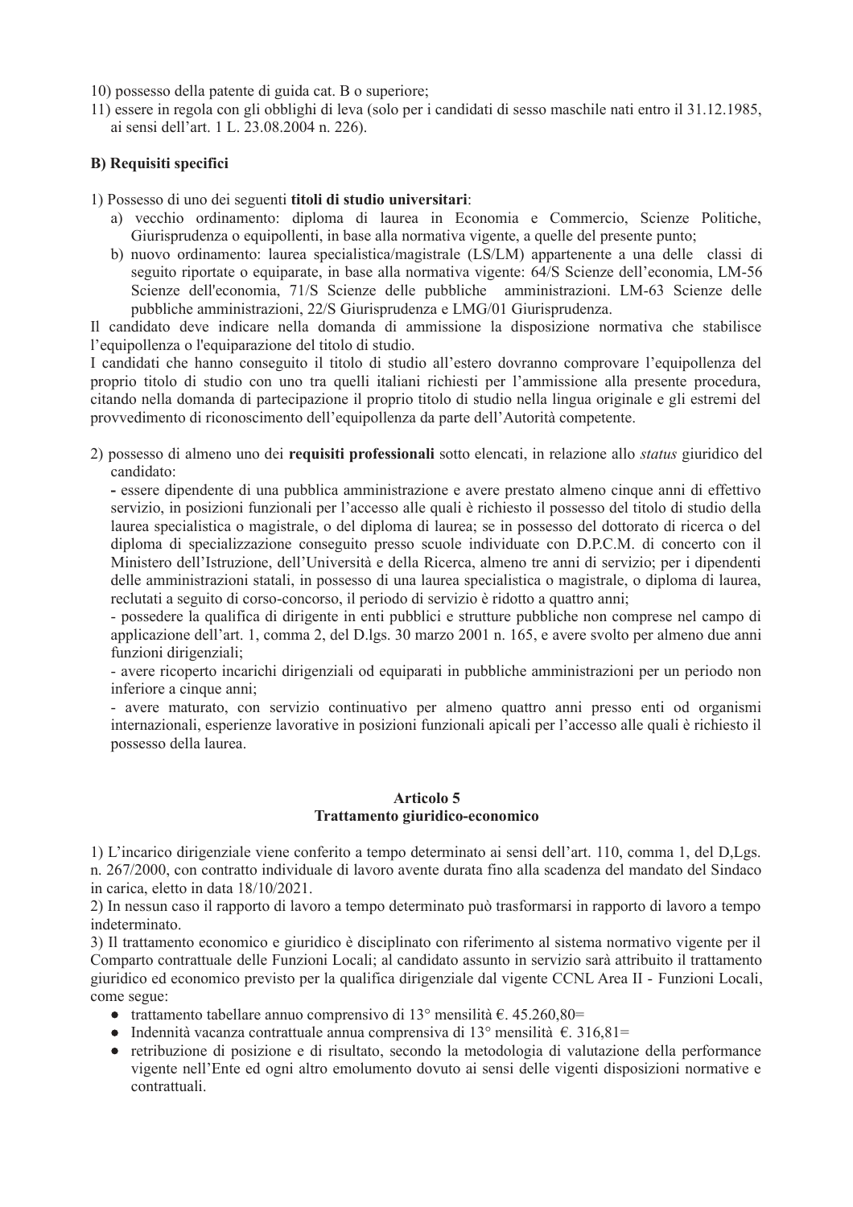10) possesso della patente di guida cat. B o superiore;
11) essere in regola con gli obblighi di leva (solo per i candidati di sesso maschile nati entro il 31.12.1985, ai sensi dell'art. 1 L. 23.08.2004 n. 226).

**B) Requisiti specifici**

1) Possesso di uno dei seguenti **titoli di studio universitari**:

a) vecchio ordinamento: diploma di laurea in Economia e Commercio, Scienze Politiche, Giurisprudenza o equipollenti, in base alla normativa vigente, a quelle del presente punto;
b) nuovo ordinamento: laurea specialistica/magistrale (LS/LM) appartenente a una delle classi di seguito riportate o equiparate, in base alla normativa vigente: 64/S Scienze dell'economia, LM-56 Scienze dell'economia, 71/S Scienze delle pubbliche amministrazioni. LM-63 Scienze delle pubbliche amministrazioni, 22/S Giurisprudenza e LMG/01 Giurisprudenza.

Il candidato deve indicare nella domanda di ammissione la disposizione normativa che stabilisce l'equipollenza o l'equiparazione del titolo di studio.

I candidati che hanno conseguito il titolo di studio all'estero dovranno comprovare l'equipollenza del proprio titolo di studio con uno tra quelli italiani richiesti per l'ammissione alla presente procedura, citando nella domanda di partecipazione il proprio titolo di studio nella lingua originale e gli estremi del provvedimento di riconoscimento dell'equipollenza da parte dell'Autorità competente.

2) possesso di almeno uno dei **requisiti professionali** sotto elencati, in relazione allo *status* giuridico del candidato:

- essere dipendente di una pubblica amministrazione e avere prestato almeno cinque anni di effettivo servizio, in posizioni funzionali per l'accesso alle quali è richiesto il possesso del titolo di studio della laurea specialistica o magistrale, o del diploma di laurea; se in possesso del dottorato di ricerca o del diploma di specializzazione conseguito presso scuole individuate con D.P.C.M. di concerto con il Ministero dell'Istruzione, dell'Università e della Ricerca, almeno tre anni di servizio; per i dipendenti delle amministrazioni statali, in possesso di una laurea specialistica o magistrale, o diploma di laurea, reclutati a seguito di corso-concorso, il periodo di servizio è ridotto a quattro anni;
- possedere la qualifica di dirigente in enti pubblici e strutture pubbliche non comprese nel campo di applicazione dell'art. 1, comma 2, del D.lgs. 30 marzo 2001 n. 165, e avere svolto per almeno due anni funzioni dirigenziali;
- avere ricoperto incarichi dirigenziali od equiparati in pubbliche amministrazioni per un periodo non inferiore a cinque anni;
- avere maturato, con servizio continuativo per almeno quattro anni presso enti od organismi internazionali, esperienze lavorative in posizioni funzionali apicali per l'accesso alle quali è richiesto il possesso della laurea.

## Articolo 5
## Trattamento giuridico-economico

1) L'incarico dirigenziale viene conferito a tempo determinato ai sensi dell'art. 110, comma 1, del D,Lgs. n. 267/2000, con contratto individuale di lavoro avente durata fino alla scadenza del mandato del Sindaco in carica, eletto in data 18/10/2021.

2) In nessun caso il rapporto di lavoro a tempo determinato può trasformarsi in rapporto di lavoro a tempo indeterminato.

3) Il trattamento economico e giuridico è disciplinato con riferimento al sistema normativo vigente per il Comparto contrattuale delle Funzioni Locali; al candidato assunto in servizio sarà attribuito il trattamento giuridico ed economico previsto per la qualifica dirigenziale dal vigente CCNL Area II - Funzioni Locali, come segue:

- trattamento tabellare annuo comprensivo di 13° mensilità €. 45.260,80=
- Indennità vacanza contrattuale annua comprensiva di 13° mensilità €. 316,81=
- retribuzione di posizione e di risultato, secondo la metodologia di valutazione della performance vigente nell'Ente ed ogni altro emolumento dovuto ai sensi delle vigenti disposizioni normative e contrattuali.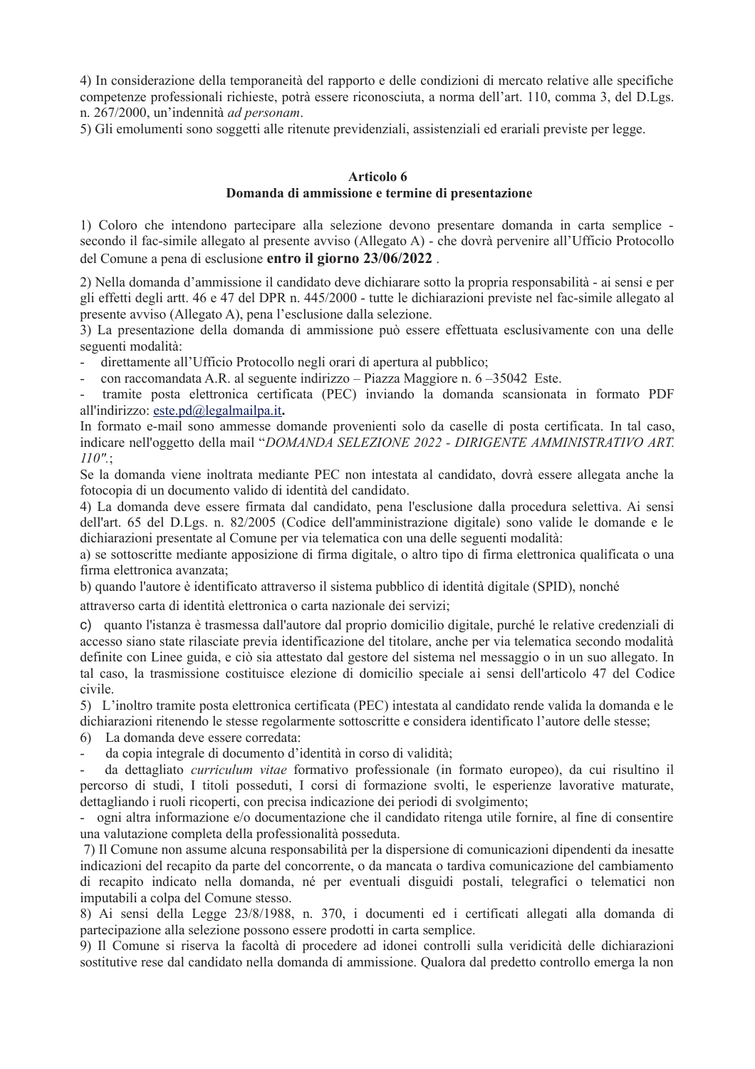4) In considerazione della temporaneità del rapporto e delle condizioni di mercato relative alle specifiche competenze professionali richieste, potrà essere riconosciuta, a norma dell'art. 110, comma 3, del D.Lgs. n. 267/2000, un'indennità *ad personam*.

5) Gli emolumenti sono soggetti alle ritenute previdenziali, assistenziali ed erariali previste per legge.

## Articolo 6
## Domanda di ammissione e termine di presentazione

1) Coloro che intendono partecipare alla selezione devono presentare domanda in carta semplice - secondo il fac-simile allegato al presente avviso (Allegato A) - che dovrà pervenire all'Ufficio Protocollo del Comune a pena di esclusione **entro il giorno 23/06/2022** .

2) Nella domanda d'ammissione il candidato deve dichiarare sotto la propria responsabilità - ai sensi e per gli effetti degli artt. 46 e 47 del DPR n. 445/2000 - tutte le dichiarazioni previste nel fac-simile allegato al presente avviso (Allegato A), pena l'esclusione dalla selezione.

3) La presentazione della domanda di ammissione può essere effettuata esclusivamente con una delle seguenti modalità:

- direttamente all'Ufficio Protocollo negli orari di apertura al pubblico;
- con raccomandata A.R. al seguente indirizzo – Piazza Maggiore n. 6 –35042 Este.
- tramite posta elettronica certificata (PEC) inviando la domanda scansionata in formato PDF all'indirizzo: este.pd@legalmailpa.it**.**

In formato e-mail sono ammesse domande provenienti solo da caselle di posta certificata. In tal caso, indicare nell'oggetto della mail "*DOMANDA SELEZIONE 2022 - DIRIGENTE AMMINISTRATIVO ART. 110".*;

Se la domanda viene inoltrata mediante PEC non intestata al candidato, dovrà essere allegata anche la fotocopia di un documento valido di identità del candidato.

4) La domanda deve essere firmata dal candidato, pena l'esclusione dalla procedura selettiva. Ai sensi dell'art. 65 del D.Lgs. n. 82/2005 (Codice dell'amministrazione digitale) sono valide le domande e le dichiarazioni presentate al Comune per via telematica con una delle seguenti modalità:

a) se sottoscritte mediante apposizione di firma digitale, o altro tipo di firma elettronica qualificata o una firma elettronica avanzata;

b) quando l'autore è identificato attraverso il sistema pubblico di identità digitale (SPID), nonché attraverso carta di identità elettronica o carta nazionale dei servizi;

c) quanto l'istanza è trasmessa dall'autore dal proprio domicilio digitale, purché le relative credenziali di accesso siano state rilasciate previa identificazione del titolare, anche per via telematica secondo modalità definite con Linee guida, e ciò sia attestato dal gestore del sistema nel messaggio o in un suo allegato. In tal caso, la trasmissione costituisce elezione di domicilio speciale ai sensi dell'articolo 47 del Codice civile.

5) L'inoltro tramite posta elettronica certificata (PEC) intestata al candidato rende valida la domanda e le dichiarazioni ritenendo le stesse regolarmente sottoscritte e considera identificato l'autore delle stesse;

6) La domanda deve essere corredata:

- da copia integrale di documento d'identità in corso di validità;
- da dettagliato *curriculum vitae* formativo professionale (in formato europeo), da cui risultino il percorso di studi, I titoli posseduti, I corsi di formazione svolti, le esperienze lavorative maturate, dettagliando i ruoli ricoperti, con precisa indicazione dei periodi di svolgimento;
- ogni altra informazione e/o documentazione che il candidato ritenga utile fornire, al fine di consentire una valutazione completa della professionalità posseduta.

7) Il Comune non assume alcuna responsabilità per la dispersione di comunicazioni dipendenti da inesatte indicazioni del recapito da parte del concorrente, o da mancata o tardiva comunicazione del cambiamento di recapito indicato nella domanda, né per eventuali disguidi postali, telegrafici o telematici non imputabili a colpa del Comune stesso.

8) Ai sensi della Legge 23/8/1988, n. 370, i documenti ed i certificati allegati alla domanda di partecipazione alla selezione possono essere prodotti in carta semplice.

9) Il Comune si riserva la facoltà di procedere ad idonei controlli sulla veridicità delle dichiarazioni sostitutive rese dal candidato nella domanda di ammissione. Qualora dal predetto controllo emerga la non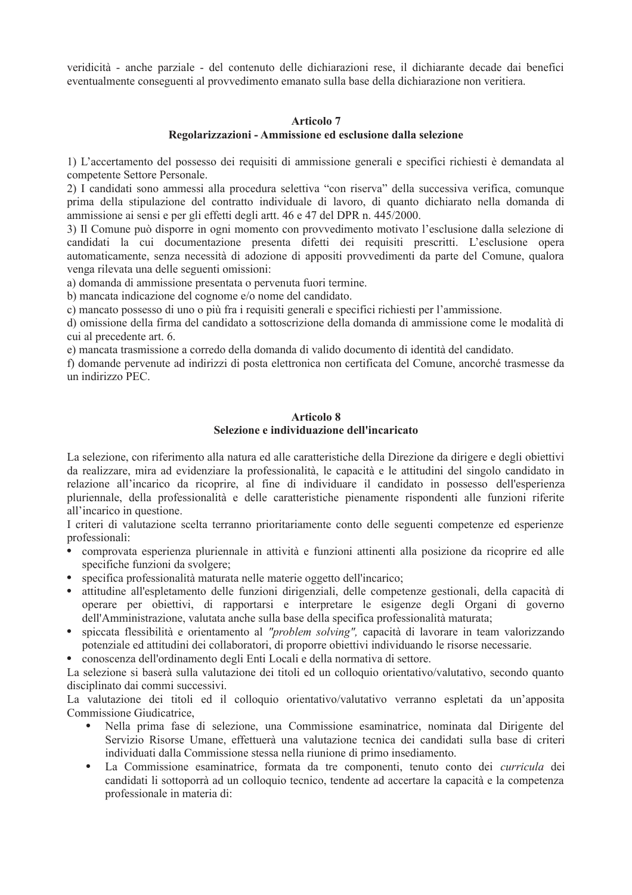veridicità - anche parziale - del contenuto delle dichiarazioni rese, il dichiarante decade dai benefici eventualmente conseguenti al provvedimento emanato sulla base della dichiarazione non veritiera.

## Articolo 7
## Regolarizzazioni - Ammissione ed esclusione dalla selezione

1) L'accertamento del possesso dei requisiti di ammissione generali e specifici richiesti è demandata al competente Settore Personale.

2) I candidati sono ammessi alla procedura selettiva "con riserva" della successiva verifica, comunque prima della stipulazione del contratto individuale di lavoro, di quanto dichiarato nella domanda di ammissione ai sensi e per gli effetti degli artt. 46 e 47 del DPR n. 445/2000.

3) Il Comune può disporre in ogni momento con provvedimento motivato l'esclusione dalla selezione di candidati la cui documentazione presenta difetti dei requisiti prescritti. L'esclusione opera automaticamente, senza necessità di adozione di appositi provvedimenti da parte del Comune, qualora venga rilevata una delle seguenti omissioni:

a) domanda di ammissione presentata o pervenuta fuori termine.

b) mancata indicazione del cognome e/o nome del candidato.

c) mancato possesso di uno o più fra i requisiti generali e specifici richiesti per l'ammissione.

d) omissione della firma del candidato a sottoscrizione della domanda di ammissione come le modalità di cui al precedente art. 6.

e) mancata trasmissione a corredo della domanda di valido documento di identità del candidato.

f) domande pervenute ad indirizzi di posta elettronica non certificata del Comune, ancorché trasmesse da un indirizzo PEC.

## Articolo 8
## Selezione e individuazione dell'incaricato

La selezione, con riferimento alla natura ed alle caratteristiche della Direzione da dirigere e degli obiettivi da realizzare, mira ad evidenziare la professionalità, le capacità e le attitudini del singolo candidato in relazione all'incarico da ricoprire, al fine di individuare il candidato in possesso dell'esperienza pluriennale, della professionalità e delle caratteristiche pienamente rispondenti alle funzioni riferite all'incarico in questione.

I criteri di valutazione scelta terranno prioritariamente conto delle seguenti competenze ed esperienze professionali:

- comprovata esperienza pluriennale in attività e funzioni attinenti alla posizione da ricoprire ed alle specifiche funzioni da svolgere;
- specifica professionalità maturata nelle materie oggetto dell'incarico;
- attitudine all'espletamento delle funzioni dirigenziali, delle competenze gestionali, della capacità di operare per obiettivi, di rapportarsi e interpretare le esigenze degli Organi di governo dell'Amministrazione, valutata anche sulla base della specifica professionalità maturata;
- spiccata flessibilità e orientamento al *"problem solving"*, capacità di lavorare in team valorizzando potenziale ed attitudini dei collaboratori, di proporre obiettivi individuando le risorse necessarie.
- conoscenza dell'ordinamento degli Enti Locali e della normativa di settore.

La selezione si baserà sulla valutazione dei titoli ed un colloquio orientativo/valutativo, secondo quanto disciplinato dai commi successivi.

La valutazione dei titoli ed il colloquio orientativo/valutativo verranno espletati da un'apposita Commissione Giudicatrice,

- Nella prima fase di selezione, una Commissione esaminatrice, nominata dal Dirigente del Servizio Risorse Umane, effettuerà una valutazione tecnica dei candidati sulla base di criteri individuati dalla Commissione stessa nella riunione di primo insediamento.
- La Commissione esaminatrice, formata da tre componenti, tenuto conto dei *curricula* dei candidati li sottoporrà ad un colloquio tecnico, tendente ad accertare la capacità e la competenza professionale in materia di: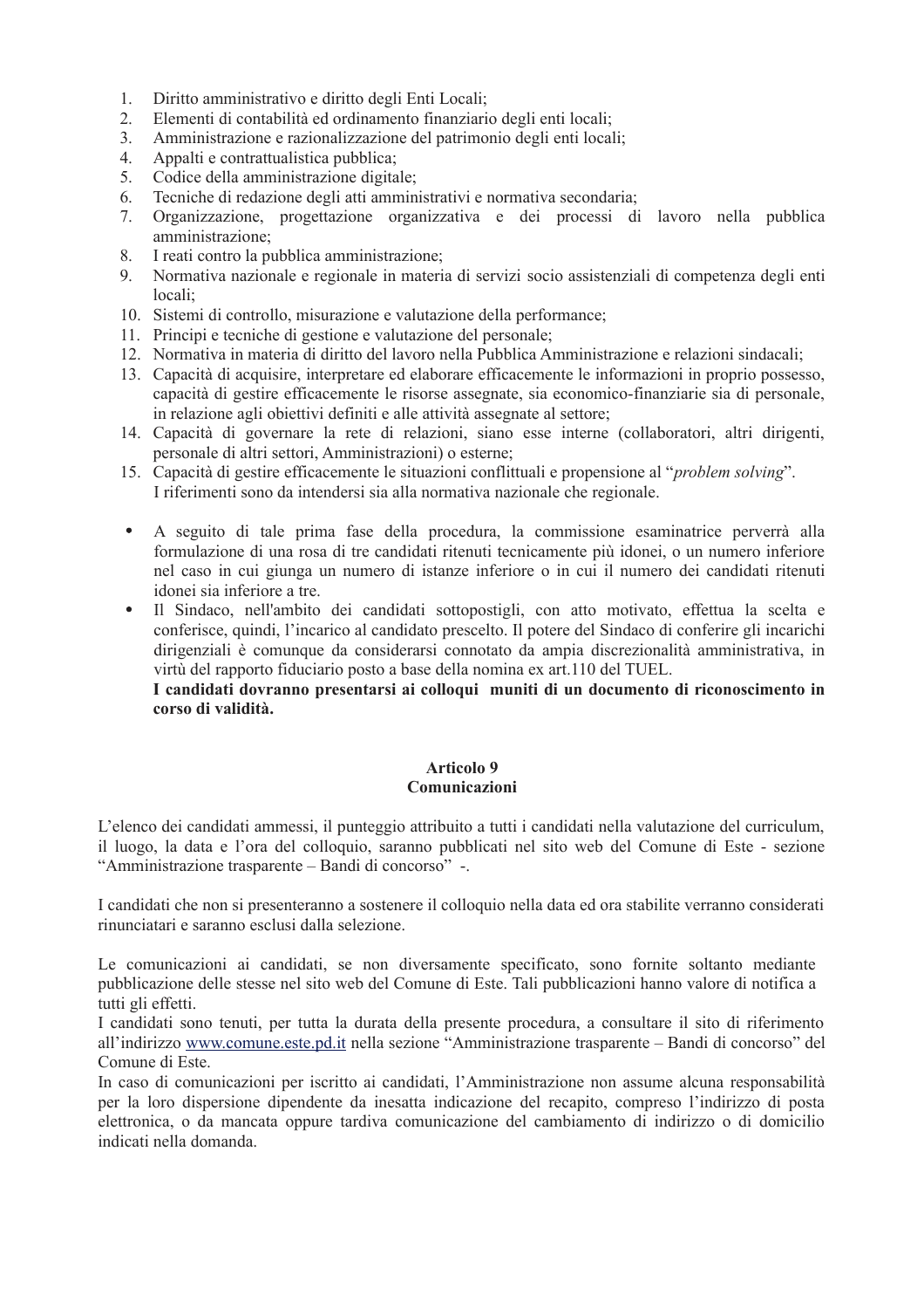1. Diritto amministrativo e diritto degli Enti Locali;
2. Elementi di contabilità ed ordinamento finanziario degli enti locali;
3. Amministrazione e razionalizzazione del patrimonio degli enti locali;
4. Appalti e contrattualistica pubblica;
5. Codice della amministrazione digitale;
6. Tecniche di redazione degli atti amministrativi e normativa secondaria;
7. Organizzazione, progettazione organizzativa e dei processi di lavoro nella pubblica amministrazione;
8. I reati contro la pubblica amministrazione;
9. Normativa nazionale e regionale in materia di servizi socio assistenziali di competenza degli enti locali;
10. Sistemi di controllo, misurazione e valutazione della performance;
11. Principi e tecniche di gestione e valutazione del personale;
12. Normativa in materia di diritto del lavoro nella Pubblica Amministrazione e relazioni sindacali;
13. Capacità di acquisire, interpretare ed elaborare efficacemente le informazioni in proprio possesso, capacità di gestire efficacemente le risorse assegnate, sia economico-finanziarie sia di personale, in relazione agli obiettivi definiti e alle attività assegnate al settore;
14. Capacità di governare la rete di relazioni, siano esse interne (collaboratori, altri dirigenti, personale di altri settori, Amministrazioni) o esterne;
15. Capacità di gestire efficacemente le situazioni conflittuali e propensione al "*problem solving*".
    I riferimenti sono da intendersi sia alla normativa nazionale che regionale.

- A seguito di tale prima fase della procedura, la commissione esaminatrice perverrà alla formulazione di una rosa di tre candidati ritenuti tecnicamente più idonei, o un numero inferiore nel caso in cui giunga un numero di istanze inferiore o in cui il numero dei candidati ritenuti idonei sia inferiore a tre.
- Il Sindaco, nell'ambito dei candidati sottopostigli, con atto motivato, effettua la scelta e conferisce, quindi, l'incarico al candidato prescelto. Il potere del Sindaco di conferire gli incarichi dirigenziali è comunque da considerarsi connotato da ampia discrezionalità amministrativa, in virtù del rapporto fiduciario posto a base della nomina ex art.110 del TUEL.
  **I candidati dovranno presentarsi ai colloqui muniti di un documento di riconoscimento in corso di validità.**

## Articolo 9
## Comunicazioni

L'elenco dei candidati ammessi, il punteggio attribuito a tutti i candidati nella valutazione del curriculum, il luogo, la data e l'ora del colloquio, saranno pubblicati nel sito web del Comune di Este - sezione "Amministrazione trasparente – Bandi di concorso" -.

I candidati che non si presenteranno a sostenere il colloquio nella data ed ora stabilite verranno considerati rinunciatari e saranno esclusi dalla selezione.

Le comunicazioni ai candidati, se non diversamente specificato, sono fornite soltanto mediante pubblicazione delle stesse nel sito web del Comune di Este. Tali pubblicazioni hanno valore di notifica a tutti gli effetti.
I candidati sono tenuti, per tutta la durata della presente procedura, a consultare il sito di riferimento all'indirizzo www.comune.este.pd.it nella sezione "Amministrazione trasparente – Bandi di concorso" del Comune di Este.
In caso di comunicazioni per iscritto ai candidati, l'Amministrazione non assume alcuna responsabilità per la loro dispersione dipendente da inesatta indicazione del recapito, compreso l'indirizzo di posta elettronica, o da mancata oppure tardiva comunicazione del cambiamento di indirizzo o di domicilio indicati nella domanda.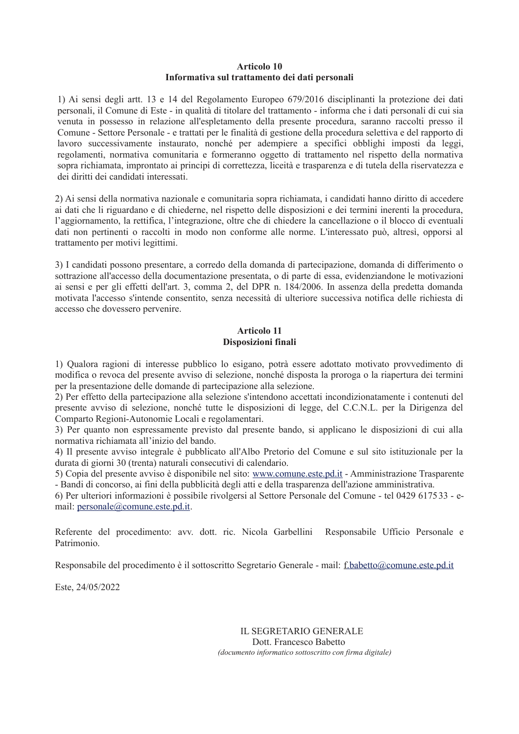## Articolo 10
## Informativa sul trattamento dei dati personali

1) Ai sensi degli artt. 13 e 14 del Regolamento Europeo 679/2016 disciplinanti la protezione dei dati personali, il Comune di Este - in qualità di titolare del trattamento - informa che i dati personali di cui sia venuta in possesso in relazione all'espletamento della presente procedura, saranno raccolti presso il Comune - Settore Personale - e trattati per le finalità di gestione della procedura selettiva e del rapporto di lavoro successivamente instaurato, nonché per adempiere a specifici obblighi imposti da leggi, regolamenti, normativa comunitaria e formeranno oggetto di trattamento nel rispetto della normativa sopra richiamata, improntato ai principi di correttezza, liceità e trasparenza e di tutela della riservatezza e dei diritti dei candidati interessati.

2) Ai sensi della normativa nazionale e comunitaria sopra richiamata, i candidati hanno diritto di accedere ai dati che li riguardano e di chiederne, nel rispetto delle disposizioni e dei termini inerenti la procedura, l'aggiornamento, la rettifica, l'integrazione, oltre che di chiedere la cancellazione o il blocco di eventuali dati non pertinenti o raccolti in modo non conforme alle norme. L'interessato può, altresì, opporsi al trattamento per motivi legittimi.

3) I candidati possono presentare, a corredo della domanda di partecipazione, domanda di differimento o sottrazione all'accesso della documentazione presentata, o di parte di essa, evidenziandone le motivazioni ai sensi e per gli effetti dell'art. 3, comma 2, del DPR n. 184/2006. In assenza della predetta domanda motivata l'accesso s'intende consentito, senza necessità di ulteriore successiva notifica delle richiesta di accesso che dovessero pervenire.

## Articolo 11
## Disposizioni finali

1) Qualora ragioni di interesse pubblico lo esigano, potrà essere adottato motivato provvedimento di modifica o revoca del presente avviso di selezione, nonché disposta la proroga o la riapertura dei termini per la presentazione delle domande di partecipazione alla selezione.
2) Per effetto della partecipazione alla selezione s'intendono accettati incondizionatamente i contenuti del presente avviso di selezione, nonché tutte le disposizioni di legge, del C.C.N.L. per la Dirigenza del Comparto Regioni-Autonomie Locali e regolamentari.
3) Per quanto non espressamente previsto dal presente bando, si applicano le disposizioni di cui alla normativa richiamata all'inizio del bando.
4) Il presente avviso integrale è pubblicato all'Albo Pretorio del Comune e sul sito istituzionale per la durata di giorni 30 (trenta) naturali consecutivi di calendario.
5) Copia del presente avviso è disponibile nel sito: www.comune.este.pd.it - Amministrazione Trasparente - Bandi di concorso, ai fini della pubblicità degli atti e della trasparenza dell'azione amministrativa.
6) Per ulteriori informazioni è possibile rivolgersi al Settore Personale del Comune - tel 0429 617533 - e-mail: personale@comune.este.pd.it.

Referente del procedimento: avv. dott. ric. Nicola Garbellini Responsabile Ufficio Personale e Patrimonio.

Responsabile del procedimento è il sottoscritto Segretario Generale - mail: f.babetto@comune.este.pd.it

Este, 24/05/2022

IL SEGRETARIO GENERALE
Dott. Francesco Babetto
*(documento informatico sottoscritto con firma digitale)*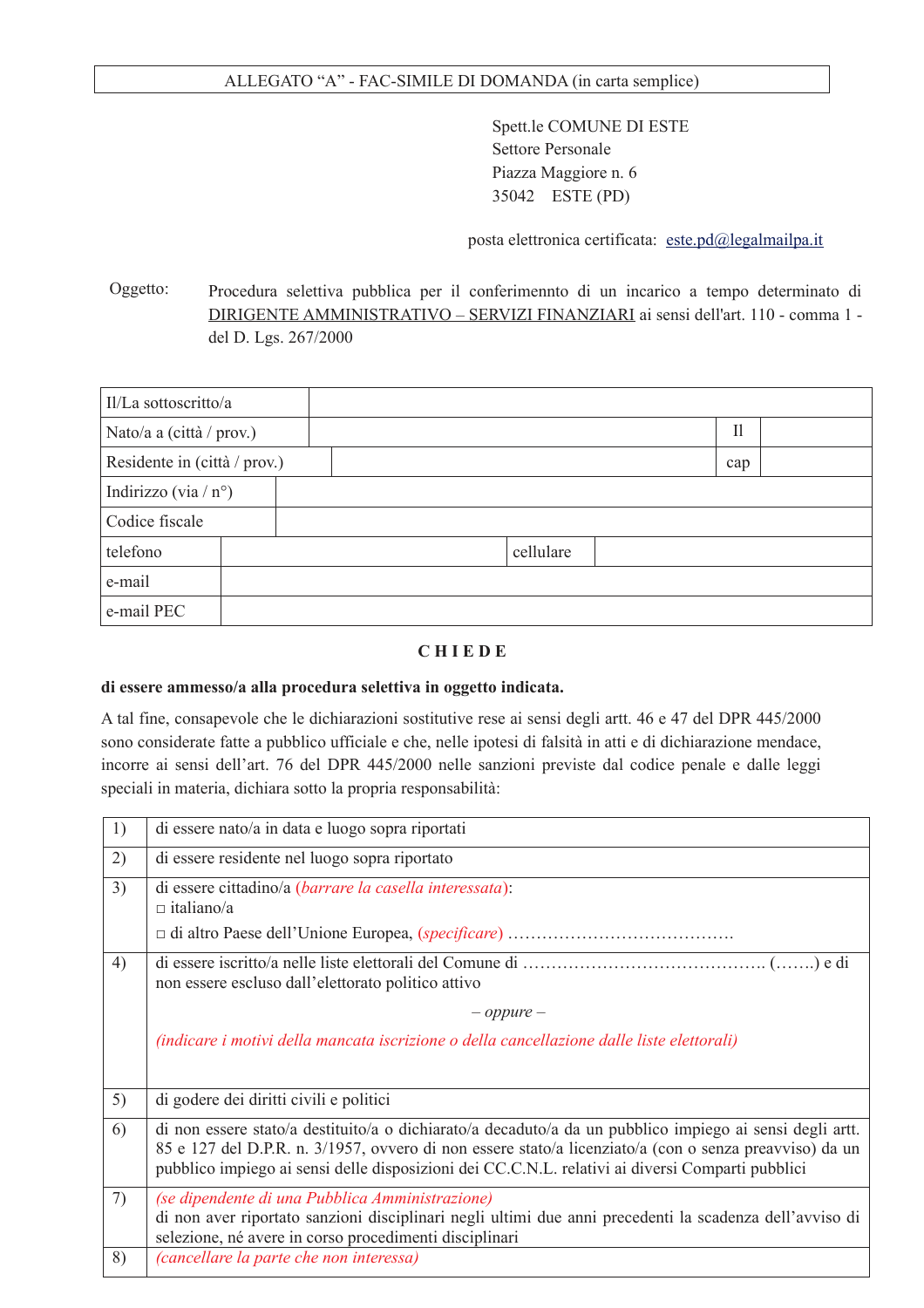ALLEGATO "A" - FAC-SIMILE DI DOMANDA (in carta semplice)

Spett.le COMUNE DI ESTE
Settore Personale
Piazza Maggiore n. 6
35042 ESTE (PD)

posta elettronica certificata: este.pd@legalmailpa.it

Oggetto: Procedura selettiva pubblica per il conferimennto di un incarico a tempo determinato di DIRIGENTE AMMINISTRATIVO – SERVIZI FINANZIARI ai sensi dell'art. 110 - comma 1 - del D. Lgs. 267/2000

| | | | |
|---|---|---|---|
| Il/La sottoscritto/a | | | |
| Nato/a a (città / prov.) | | Il | |
| Residente in (città / prov.) | | cap | |
| Indirizzo (via / n°) | | | |
| Codice fiscale | | | |
| telefono | | cellulare | |
| e-mail | | | |
| e-mail PEC | | | |

**C H I E D E**

**di essere ammesso/a alla procedura selettiva in oggetto indicata.**

A tal fine, consapevole che le dichiarazioni sostitutive rese ai sensi degli artt. 46 e 47 del DPR 445/2000 sono considerate fatte a pubblico ufficiale e che, nelle ipotesi di falsità in atti e di dichiarazione mendace, incorre ai sensi dell'art. 76 del DPR 445/2000 nelle sanzioni previste dal codice penale e dalle leggi speciali in materia, dichiara sotto la propria responsabilità:

| | |
|---|---|
| 1) | di essere nato/a in data e luogo sopra riportati |
| 2) | di essere residente nel luogo sopra riportato |
| 3) | di essere cittadino/a *(barrare la casella interessata)*:<br>□ italiano/a<br>□ di altro Paese dell'Unione Europea, *(specificare)* ………………………………… |
| 4) | di essere iscritto/a nelle liste elettorali del Comune di ……………………………………. (…….) e di non essere escluso dall'elettorato politico attivo<br>*– oppure –*<br>*(indicare i motivi della mancata iscrizione o della cancellazione dalle liste elettorali)* |
| 5) | di godere dei diritti civili e politici |
| 6) | di non essere stato/a destituito/a o dichiarato/a decaduto/a da un pubblico impiego ai sensi degli artt. 85 e 127 del D.P.R. n. 3/1957, ovvero di non essere stato/a licenziato/a (con o senza preavviso) da un pubblico impiego ai sensi delle disposizioni dei CC.C.N.L. relativi ai diversi Comparti pubblici |
| 7) | *(se dipendente di una Pubblica Amministrazione)*<br>di non aver riportato sanzioni disciplinari negli ultimi due anni precedenti la scadenza dell'avviso di selezione, né avere in corso procedimenti disciplinari |
| 8) | *(cancellare la parte che non interessa)* |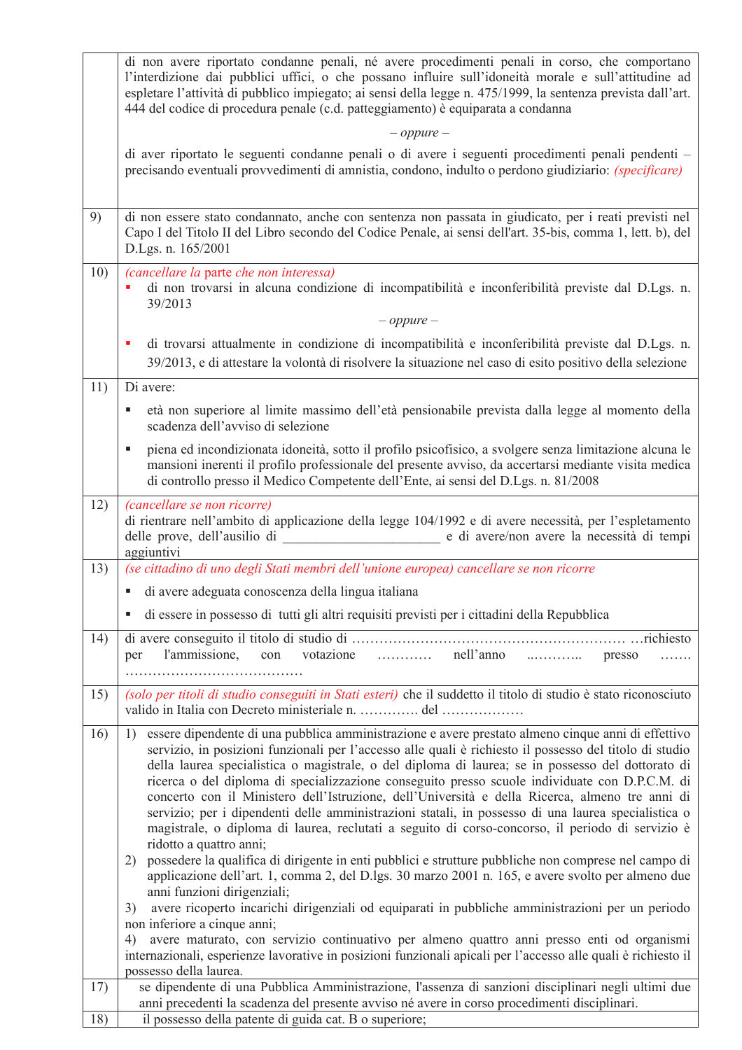| | |
|---|---|
| | di non avere riportato condanne penali, né avere procedimenti penali in corso, che comportano l'interdizione dai pubblici uffici, o che possano influire sull'idoneità morale e sull'attitudine ad espletare l'attività di pubblico impiegato; ai sensi della legge n. 475/1999, la sentenza prevista dall'art. 444 del codice di procedura penale (c.d. patteggiamento) è equiparata a condanna<br><br>*– oppure –*<br><br>di aver riportato le seguenti condanne penali o di avere i seguenti procedimenti penali pendenti – precisando eventuali provvedimenti di amnistia, condono, indulto o perdono giudiziario: *(specificare)* |
| 9) | di non essere stato condannato, anche con sentenza non passata in giudicato, per i reati previsti nel Capo I del Titolo II del Libro secondo del Codice Penale, ai sensi dell'art. 35-bis, comma 1, lett. b), del D.Lgs. n. 165/2001 |
| 10) | *(cancellare la parte che non interessa)*<br>▪ di non trovarsi in alcuna condizione di incompatibilità e inconferibilità previste dal D.Lgs. n. 39/2013<br><br>*– oppure –*<br><br>▪ di trovarsi attualmente in condizione di incompatibilità e inconferibilità previste dal D.Lgs. n. 39/2013, e di attestare la volontà di risolvere la situazione nel caso di esito positivo della selezione |
| 11) | Di avere:<br>▪ età non superiore al limite massimo dell'età pensionabile prevista dalla legge al momento della scadenza dell'avviso di selezione<br>▪ piena ed incondizionata idoneità, sotto il profilo psicofisico, a svolgere senza limitazione alcuna le mansioni inerenti il profilo professionale del presente avviso, da accertarsi mediante visita medica di controllo presso il Medico Competente dell'Ente, ai sensi del D.Lgs. n. 81/2008 |
| 12) | *(cancellare se non ricorre)*<br>di rientrare nell'ambito di applicazione della legge 104/1992 e di avere necessità, per l'espletamento delle prove, dell'ausilio di _______________________ e di avere/non avere la necessità di tempi aggiuntivi |
| 13) | *(se cittadino di uno degli Stati membri dell'unione europea) cancellare se non ricorre*<br>▪ di avere adeguata conoscenza della lingua italiana<br>▪ di essere in possesso di tutti gli altri requisiti previsti per i cittadini della Repubblica |
| 14) | di avere conseguito il titolo di studio di …………………………………………………… …richiesto per l'ammissione, con votazione ………… nell'anno ..……….. presso ……. ………………………………… |
| 15) | *(solo per titoli di studio conseguiti in Stati esteri)* che il suddetto il titolo di studio è stato riconosciuto valido in Italia con Decreto ministeriale n. …………. del ……………… |
| 16) | 1) essere dipendente di una pubblica amministrazione e avere prestato almeno cinque anni di effettivo servizio, in posizioni funzionali per l'accesso alle quali è richiesto il possesso del titolo di studio della laurea specialistica o magistrale, o del diploma di laurea; se in possesso del dottorato di ricerca o del diploma di specializzazione conseguito presso scuole individuate con D.P.C.M. di concerto con il Ministero dell'Istruzione, dell'Università e della Ricerca, almeno tre anni di servizio; per i dipendenti delle amministrazioni statali, in possesso di una laurea specialistica o magistrale, o diploma di laurea, reclutati a seguito di corso-concorso, il periodo di servizio è ridotto a quattro anni;<br>2) possedere la qualifica di dirigente in enti pubblici e strutture pubbliche non comprese nel campo di applicazione dell'art. 1, comma 2, del D.lgs. 30 marzo 2001 n. 165, e avere svolto per almeno due anni funzioni dirigenziali;<br>3) avere ricoperto incarichi dirigenziali od equiparati in pubbliche amministrazioni per un periodo non inferiore a cinque anni;<br>4) avere maturato, con servizio continuativo per almeno quattro anni presso enti od organismi internazionali, esperienze lavorative in posizioni funzionali apicali per l'accesso alle quali è richiesto il possesso della laurea. |
| 17) | se dipendente di una Pubblica Amministrazione, l'assenza di sanzioni disciplinari negli ultimi due anni precedenti la scadenza del presente avviso né avere in corso procedimenti disciplinari. |
| 18) | il possesso della patente di guida cat. B o superiore; |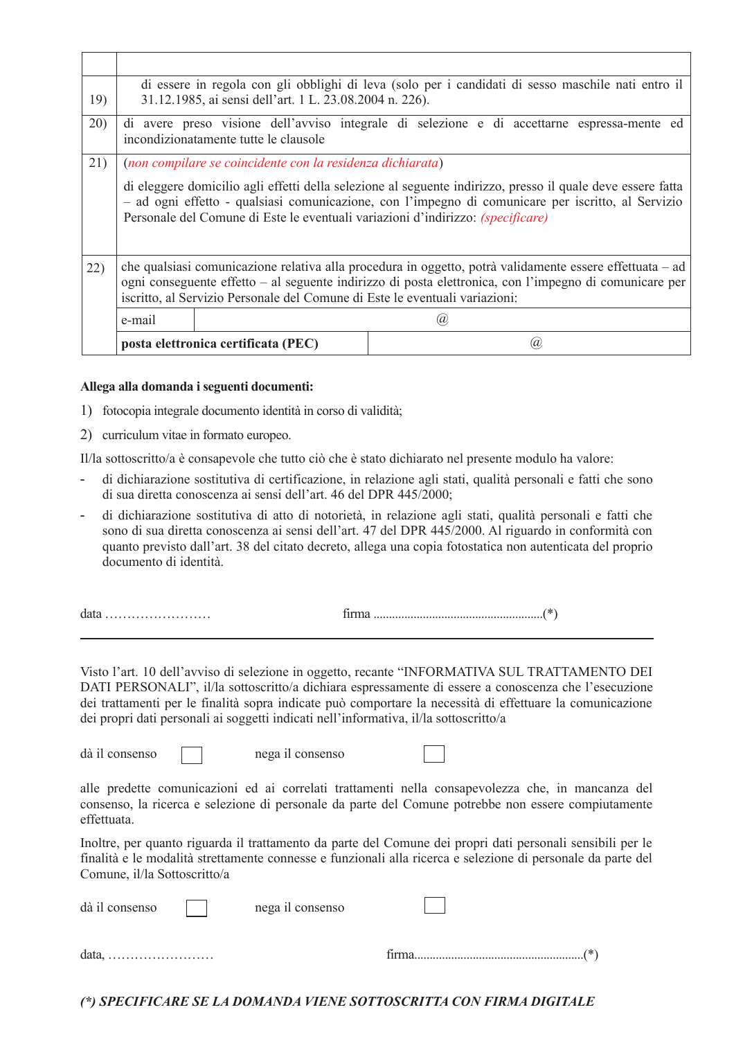| | |
|---|---|
| | |
| 19) | di essere in regola con gli obblighi di leva (solo per i candidati di sesso maschile nati entro il 31.12.1985, ai sensi dell'art. 1 L. 23.08.2004 n. 226). |
| 20) | di avere preso visione dell'avviso integrale di selezione e di accettarne espressa-mente ed incondizionatamente tutte le clausole |
| 21) | (*non compilare se coincidente con la residenza dichiarata*)<br><br>di eleggere domicilio agli effetti della selezione al seguente indirizzo, presso il quale deve essere fatta – ad ogni effetto - qualsiasi comunicazione, con l'impegno di comunicare per iscritto, al Servizio Personale del Comune di Este le eventuali variazioni d'indirizzo: *(specificare)* |
| 22) | che qualsiasi comunicazione relativa alla procedura in oggetto, potrà validamente essere effettuata – ad ogni conseguente effetto – al seguente indirizzo di posta elettronica, con l'impegno di comunicare per iscritto, al Servizio Personale del Comune di Este le eventuali variazioni: |
| | e-mail &nbsp;&nbsp;&nbsp;&nbsp;&nbsp;&nbsp;&nbsp;&nbsp; @ |
| | **posta elettronica certificata (PEC)** &nbsp;&nbsp;&nbsp;&nbsp;&nbsp;&nbsp;&nbsp;&nbsp; @ |

**Allega alla domanda i seguenti documenti:**

1) fotocopia integrale documento identità in corso di validità;
2) curriculum vitae in formato europeo.

Il/la sottoscritto/a è consapevole che tutto ciò che è stato dichiarato nel presente modulo ha valore:

- di dichiarazione sostitutiva di certificazione, in relazione agli stati, qualità personali e fatti che sono di sua diretta conoscenza ai sensi dell'art. 46 del DPR 445/2000;
- di dichiarazione sostitutiva di atto di notorietà, in relazione agli stati, qualità personali e fatti che sono di sua diretta conoscenza ai sensi dell'art. 47 del DPR 445/2000. Al riguardo in conformità con quanto previsto dall'art. 38 del citato decreto, allega una copia fotostatica non autenticata del proprio documento di identità.

data …………………… &nbsp;&nbsp;&nbsp;&nbsp;&nbsp;&nbsp;&nbsp;&nbsp;&nbsp;&nbsp; firma .......................................................(*)

---

Visto l'art. 10 dell'avviso di selezione in oggetto, recante "INFORMATIVA SUL TRATTAMENTO DEI DATI PERSONALI", il/la sottoscritto/a dichiara espressamente di essere a conoscenza che l'esecuzione dei trattamenti per le finalità sopra indicate può comportare la necessità di effettuare la comunicazione dei propri dati personali ai soggetti indicati nell'informativa, il/la sottoscritto/a

dà il consenso ☐ &nbsp;&nbsp;&nbsp;&nbsp;&nbsp;&nbsp;&nbsp;&nbsp; nega il consenso ☐

alle predette comunicazioni ed ai correlati trattamenti nella consapevolezza che, in mancanza del consenso, la ricerca e selezione di personale da parte del Comune potrebbe non essere compiutamente effettuata.

Inoltre, per quanto riguarda il trattamento da parte del Comune dei propri dati personali sensibili per le finalità e le modalità strettamente connesse e funzionali alla ricerca e selezione di personale da parte del Comune, il/la Sottoscritto/a

dà il consenso ☐ &nbsp;&nbsp;&nbsp;&nbsp;&nbsp;&nbsp;&nbsp;&nbsp; nega il consenso ☐

data, …………………… &nbsp;&nbsp;&nbsp;&nbsp;&nbsp;&nbsp;&nbsp;&nbsp;&nbsp;&nbsp; firma.......................................................(*)

***(\*) SPECIFICARE SE LA DOMANDA VIENE SOTTOSCRITTA CON FIRMA DIGITALE***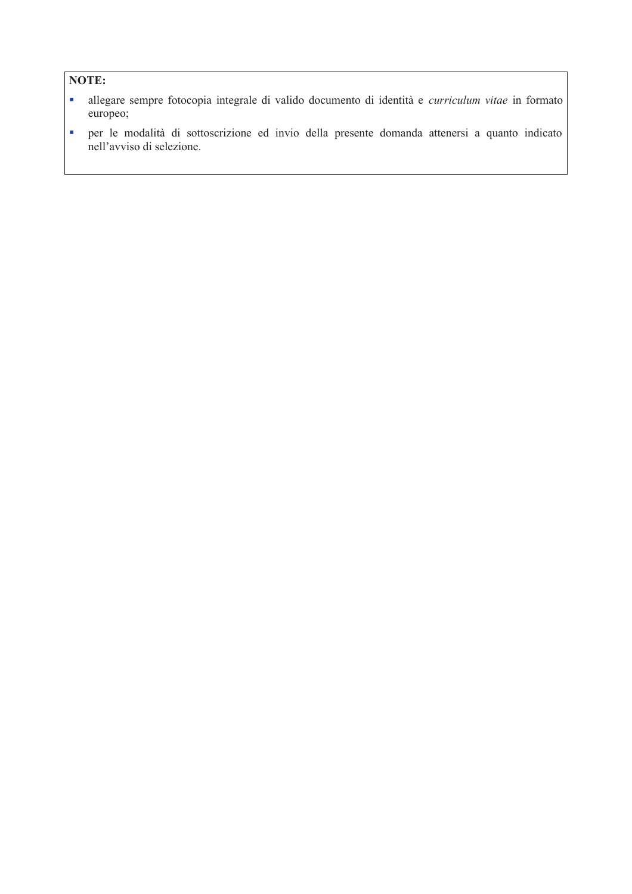**NOTE:**

- allegare sempre fotocopia integrale di valido documento di identità e *curriculum vitae* in formato europeo;
- per le modalità di sottoscrizione ed invio della presente domanda attenersi a quanto indicato nell’avviso di selezione.